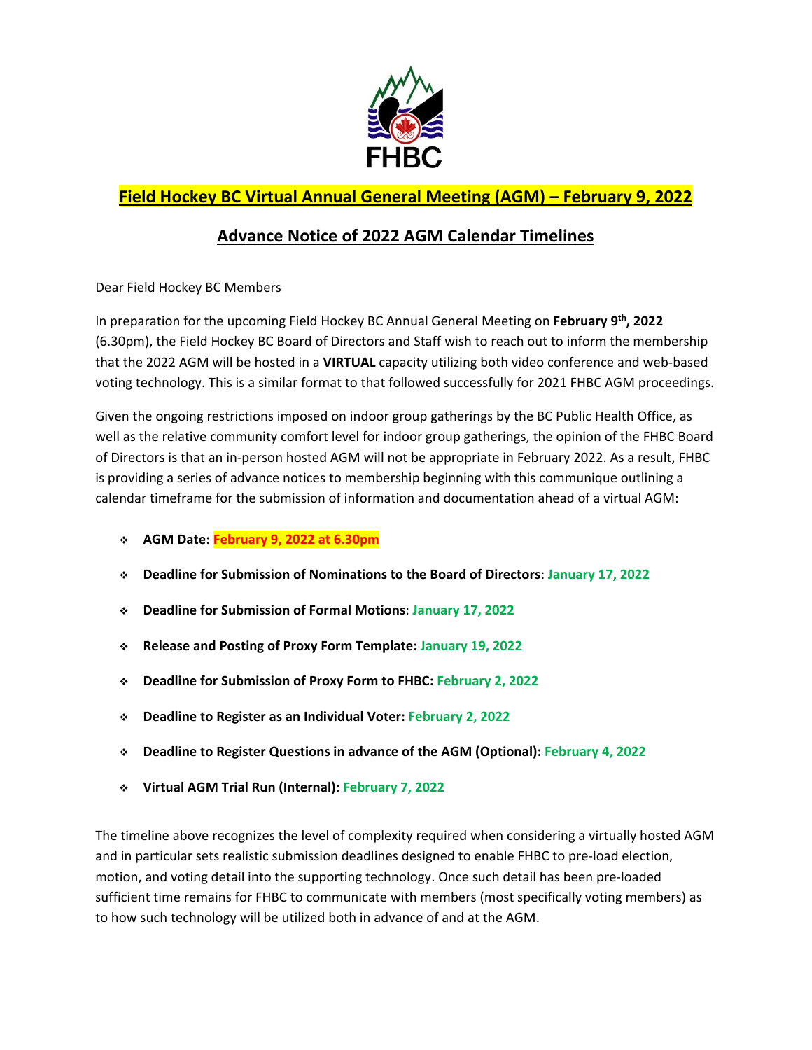FHBC

# Field Hockey BC Virtual Annual General Meeting (AGM) – February 9, 2022

## Advance Notice of 2022 AGM Calendar Timelines

Dear Field Hockey BC Members

In preparation for the upcoming Field Hockey BC Annual General Meeting on **February 9th, 2022** (6.30pm), the Field Hockey BC Board of Directors and Staff wish to reach out to inform the membership that the 2022 AGM will be hosted in a **VIRTUAL** capacity utilizing both video conference and web-based voting technology. This is a similar format to that followed successfully for 2021 FHBC AGM proceedings.

Given the ongoing restrictions imposed on indoor group gatherings by the BC Public Health Office, as well as the relative community comfort level for indoor group gatherings, the opinion of the FHBC Board of Directors is that an in-person hosted AGM will not be appropriate in February 2022. As a result, FHBC is providing a series of advance notices to membership beginning with this communique outlining a calendar timeframe for the submission of information and documentation ahead of a virtual AGM:

- **AGM Date: February 9, 2022 at 6.30pm**
- **Deadline for Submission of Nominations to the Board of Directors**: **January 17, 2022**
- **Deadline for Submission of Formal Motions**: **January 17, 2022**
- **Release and Posting of Proxy Form Template: January 19, 2022**
- **Deadline for Submission of Proxy Form to FHBC: February 2, 2022**
- **Deadline to Register as an Individual Voter: February 2, 2022**
- **Deadline to Register Questions in advance of the AGM (Optional): February 4, 2022**
- **Virtual AGM Trial Run (Internal): February 7, 2022**

The timeline above recognizes the level of complexity required when considering a virtually hosted AGM and in particular sets realistic submission deadlines designed to enable FHBC to pre-load election, motion, and voting detail into the supporting technology. Once such detail has been pre-loaded sufficient time remains for FHBC to communicate with members (most specifically voting members) as to how such technology will be utilized both in advance of and at the AGM.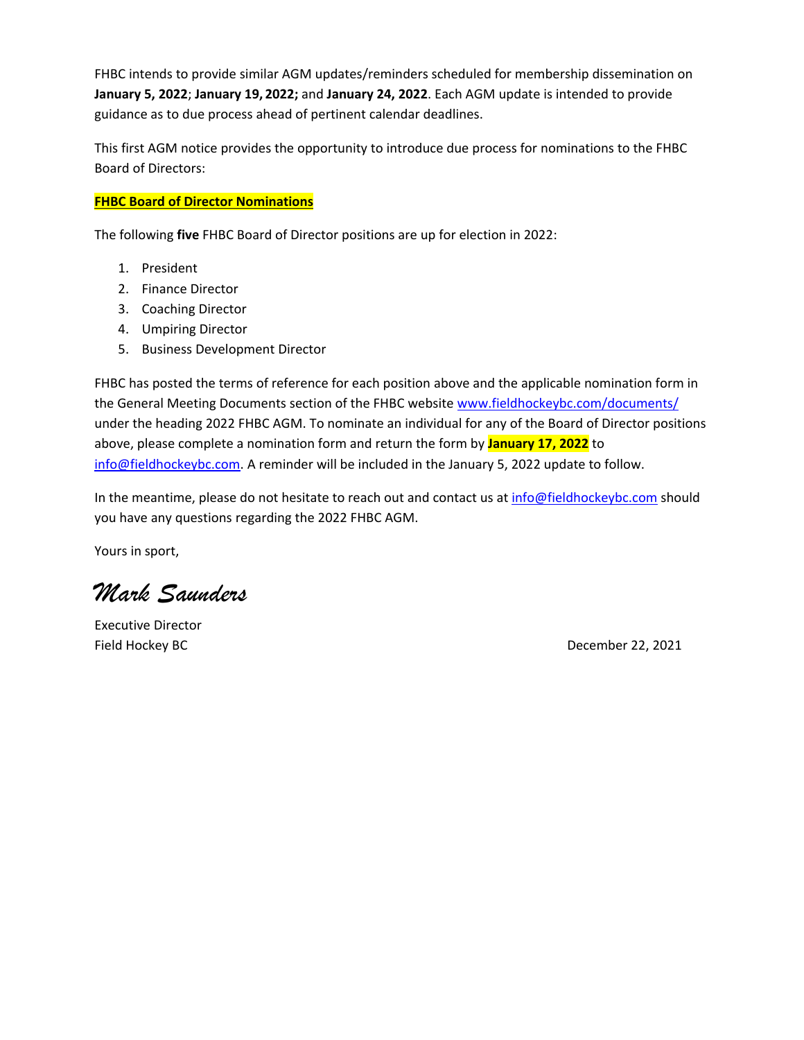FHBC intends to provide similar AGM updates/reminders scheduled for membership dissemination on **January 5, 2022**; **January 19, 2022;** and **January 24, 2022**. Each AGM update is intended to provide guidance as to due process ahead of pertinent calendar deadlines.

This first AGM notice provides the opportunity to introduce due process for nominations to the FHBC Board of Directors:

**FHBC Board of Director Nominations**

The following **five** FHBC Board of Director positions are up for election in 2022:

1. President
2. Finance Director
3. Coaching Director
4. Umpiring Director
5. Business Development Director

FHBC has posted the terms of reference for each position above and the applicable nomination form in the General Meeting Documents section of the FHBC website www.fieldhockeybc.com/documents/ under the heading 2022 FHBC AGM. To nominate an individual for any of the Board of Director positions above, please complete a nomination form and return the form by **January 17, 2022** to info@fieldhockeybc.com. A reminder will be included in the January 5, 2022 update to follow.

In the meantime, please do not hesitate to reach out and contact us at info@fieldhockeybc.com should you have any questions regarding the 2022 FHBC AGM.

Yours in sport,

*Mark Saunders*

Executive Director
Field Hockey BC

December 22, 2021